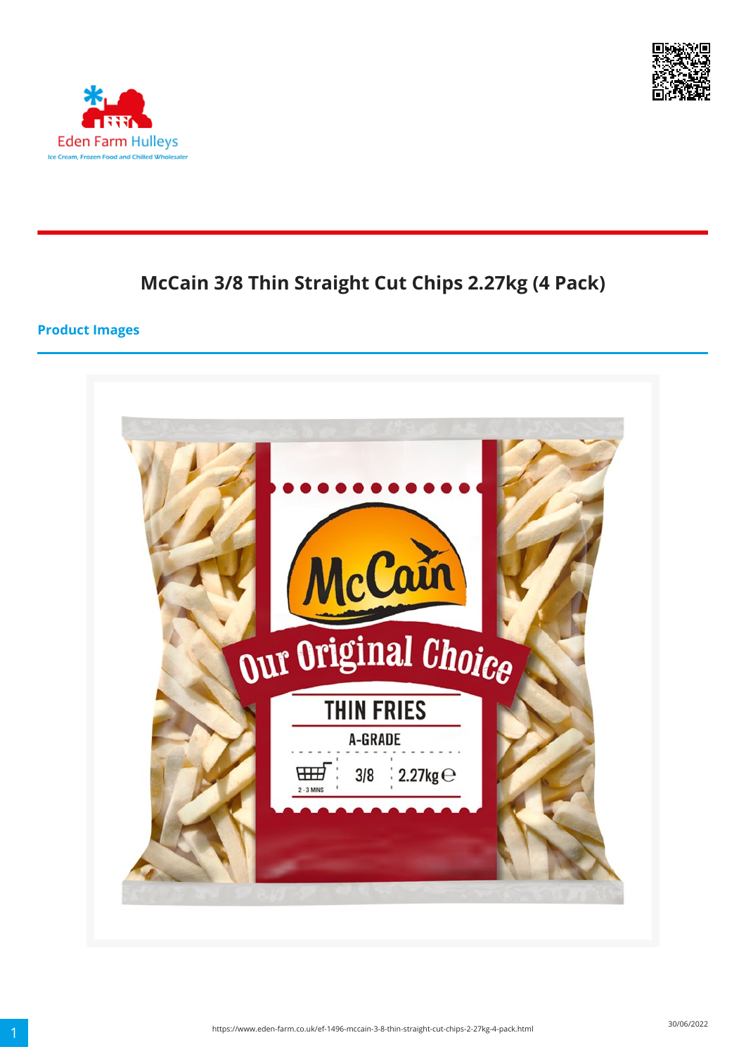# McCain 3/8 Thin Straight Cut Chips 2.27kg (4 Pack)

## Product Images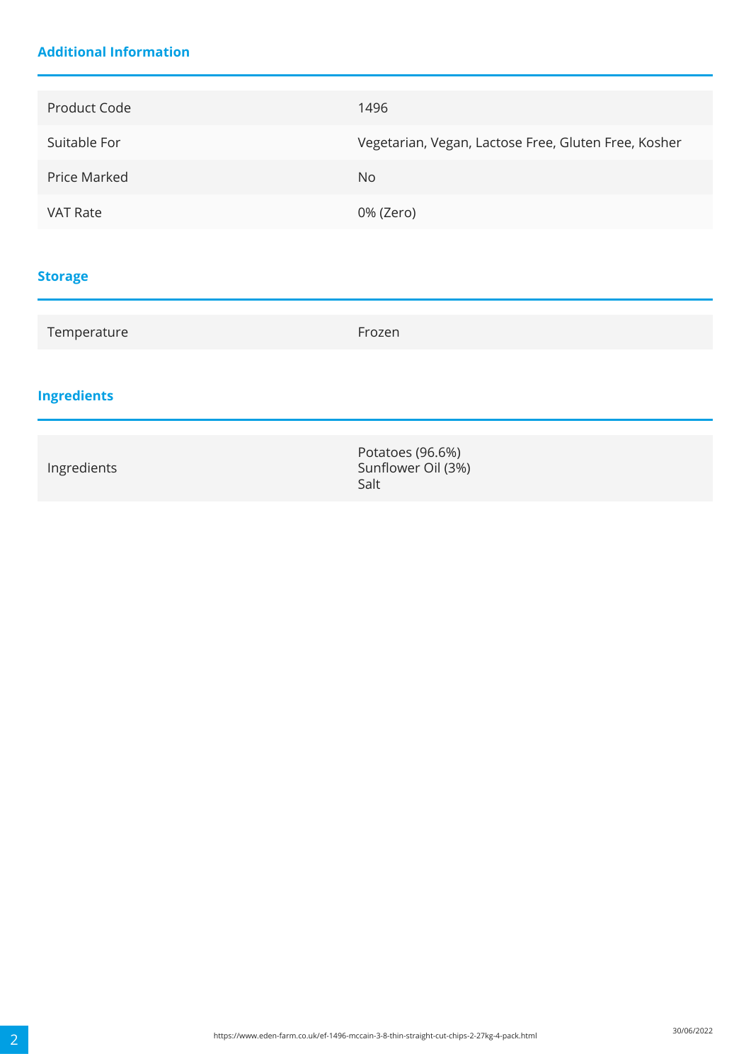## Additional Information

| | |
|---|---|
| Product Code | 1496 |
| Suitable For | Vegetarian, Vegan, Lactose Free, Gluten Free, Kosher |
| Price Marked | No |
| VAT Rate | 0% (Zero) |

## Storage

| | |
|---|---|
| Temperature | Frozen |

## Ingredients

| | |
|---|---|
| Ingredients | Potatoes (96.6%)<br>Sunflower Oil (3%)<br>Salt |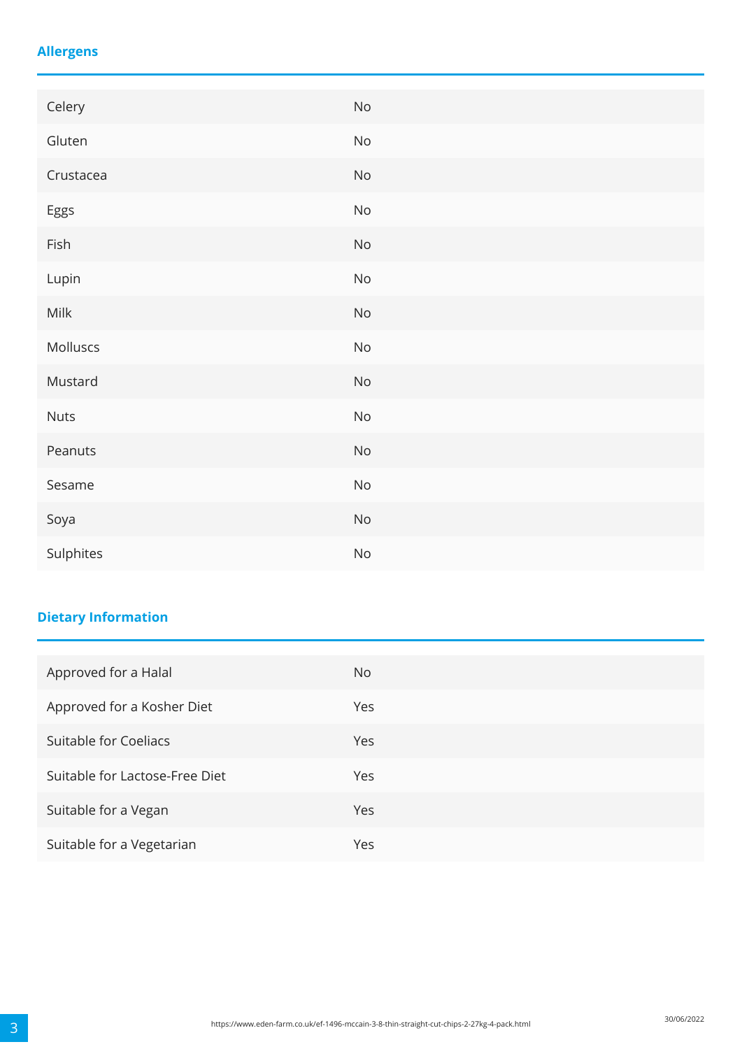## Allergens

| | |
|---|---|
| Celery | No |
| Gluten | No |
| Crustacea | No |
| Eggs | No |
| Fish | No |
| Lupin | No |
| Milk | No |
| Molluscs | No |
| Mustard | No |
| Nuts | No |
| Peanuts | No |
| Sesame | No |
| Soya | No |
| Sulphites | No |

## Dietary Information

| | |
|---|---|
| Approved for a Halal | No |
| Approved for a Kosher Diet | Yes |
| Suitable for Coeliacs | Yes |
| Suitable for Lactose-Free Diet | Yes |
| Suitable for a Vegan | Yes |
| Suitable for a Vegetarian | Yes |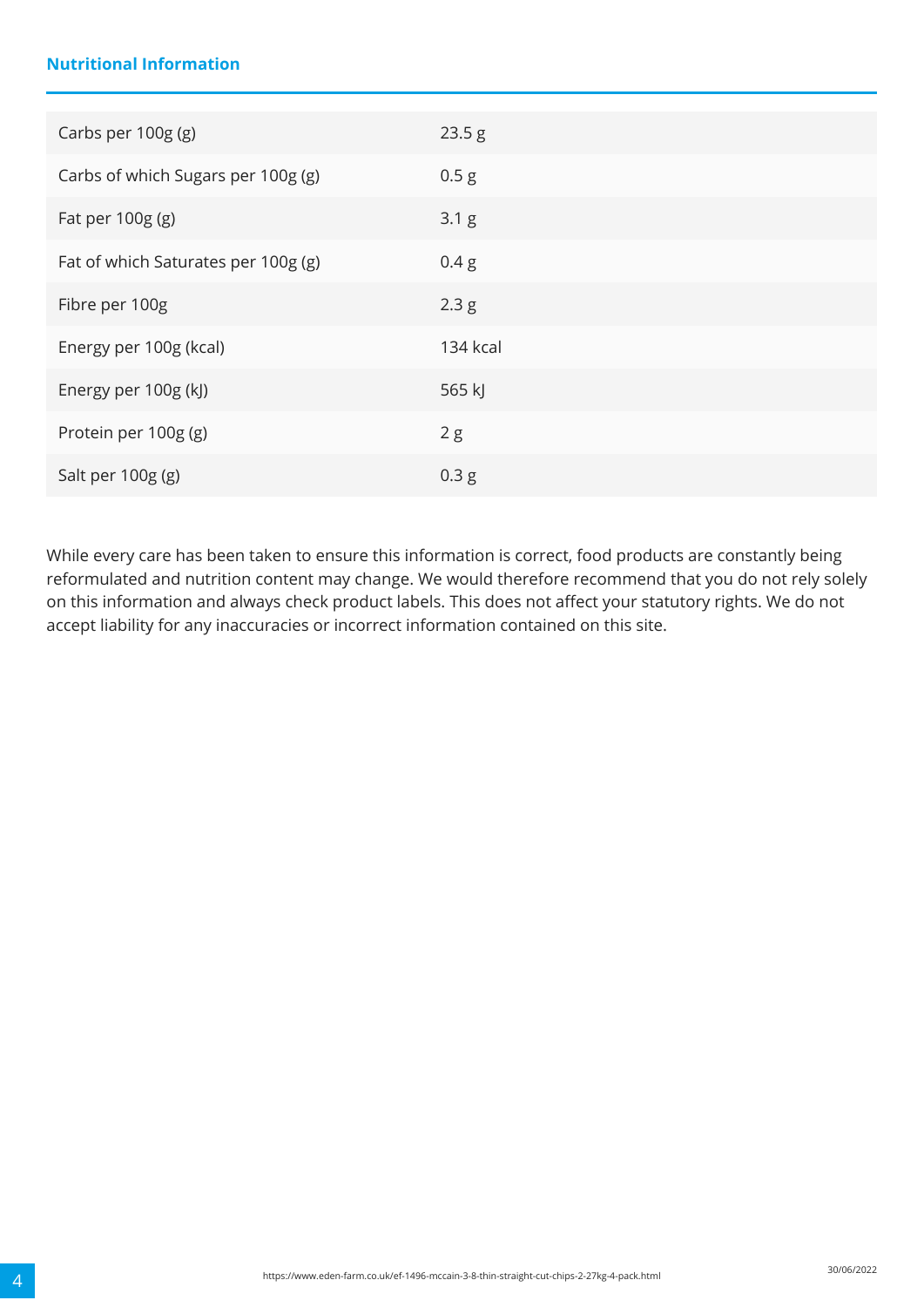## Nutritional Information

| | |
|---|---|
| Carbs per 100g (g) | 23.5 g |
| Carbs of which Sugars per 100g (g) | 0.5 g |
| Fat per 100g (g) | 3.1 g |
| Fat of which Saturates per 100g (g) | 0.4 g |
| Fibre per 100g | 2.3 g |
| Energy per 100g (kcal) | 134 kcal |
| Energy per 100g (kJ) | 565 kJ |
| Protein per 100g (g) | 2 g |
| Salt per 100g (g) | 0.3 g |

While every care has been taken to ensure this information is correct, food products are constantly being reformulated and nutrition content may change. We would therefore recommend that you do not rely solely on this information and always check product labels. This does not affect your statutory rights. We do not accept liability for any inaccuracies or incorrect information contained on this site.